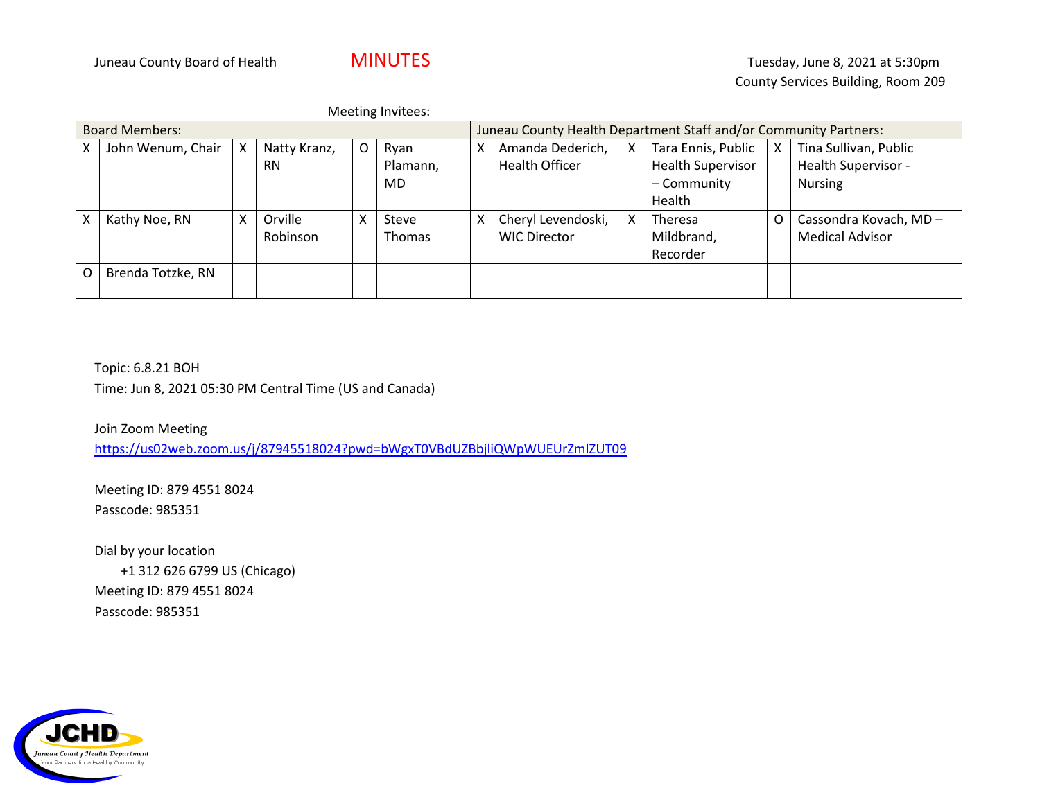Juneau County Board of Health

# MINUTES

Tuesday, June 8, 2021 at 5:30pm
County Services Building, Room 209

Meeting Invitees:

| Board Members: | | | | | | Juneau County Health Department Staff and/or Community Partners: | | | | | |
|---|---|---|---|---|---|---|---|---|---|---|---|
| X | John Wenum, Chair | X | Natty Kranz, RN | O | Ryan Plamann, MD | X | Amanda Dederich, Health Officer | X | Tara Ennis, Public Health Supervisor – Community Health | X | Tina Sullivan, Public Health Supervisor - Nursing |
| X | Kathy Noe, RN | X | Orville Robinson | X | Steve Thomas | X | Cheryl Levendoski, WIC Director | X | Theresa Mildbrand, Recorder | O | Cassondra Kovach, MD – Medical Advisor |
| O | Brenda Totzke, RN | | | | | | | | | | |

Topic: 6.8.21 BOH
Time: Jun 8, 2021 05:30 PM Central Time (US and Canada)

Join Zoom Meeting
https://us02web.zoom.us/j/87945518024?pwd=bWgxT0VBdUZBbjliQWpWUEUrZmlZUT09

Meeting ID: 879 4551 8024
Passcode: 985351

Dial by your location
+1 312 626 6799 US (Chicago)
Meeting ID: 879 4551 8024
Passcode: 985351

JCHD
Juneau County Health Department
Your Partners for a Healthy Community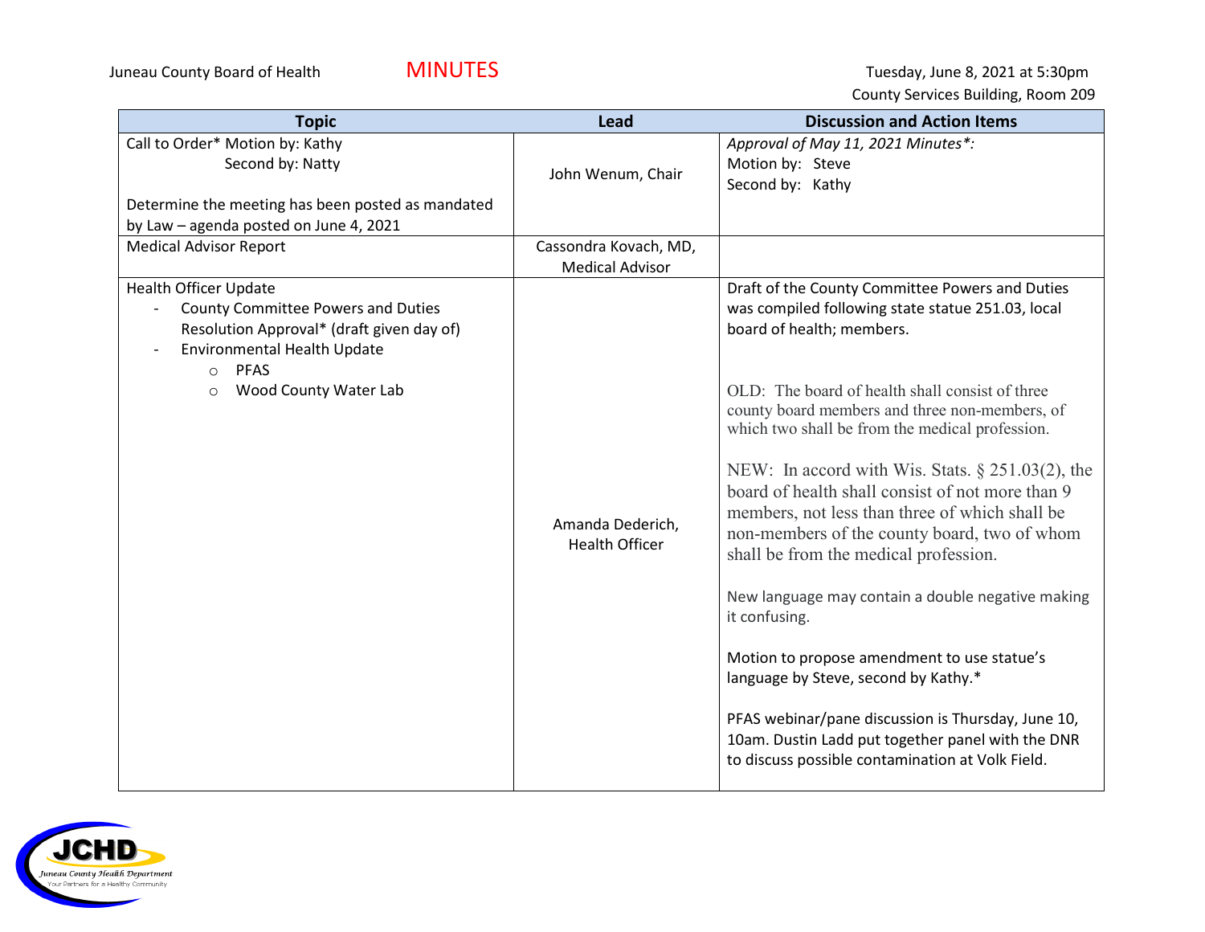Juneau County Board of Health

**MINUTES**

Tuesday, June 8, 2021 at 5:30pm
County Services Building, Room 209

| Topic | Lead | Discussion and Action Items |
|---|---|---|
| Call to Order* Motion by: Kathy<br>Second by: Natty<br><br>Determine the meeting has been posted as mandated by Law – agenda posted on June 4, 2021 | John Wenum, Chair | *Approval of May 11, 2021 Minutes*:*<br>Motion by: Steve<br>Second by: Kathy |
| Medical Advisor Report | Cassondra Kovach, MD, Medical Advisor | |
| Health Officer Update<br>- County Committee Powers and Duties Resolution Approval* (draft given day of)<br>- Environmental Health Update<br>  ○ PFAS<br>  ○ Wood County Water Lab | Amanda Dederich, Health Officer | Draft of the County Committee Powers and Duties was compiled following state statue 251.03, local board of health; members.<br><br>OLD: The board of health shall consist of three county board members and three non-members, of which two shall be from the medical profession.<br><br>NEW: In accord with Wis. Stats. § 251.03(2), the board of health shall consist of not more than 9 members, not less than three of which shall be non-members of the county board, two of whom shall be from the medical profession.<br><br>New language may contain a double negative making it confusing.<br><br>Motion to propose amendment to use statue's language by Steve, second by Kathy.*<br><br>PFAS webinar/pane discussion is Thursday, June 10, 10am. Dustin Ladd put together panel with the DNR to discuss possible contamination at Volk Field. |

JCHD Juneau County Health Department — Your Partners for a Healthy Community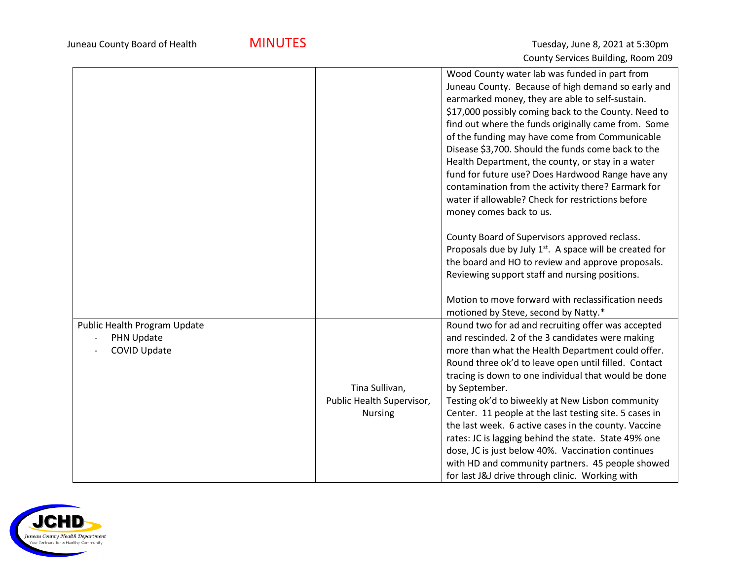| | | |
|---|---|---|
| | | Wood County water lab was funded in part from Juneau County. Because of high demand so early and earmarked money, they are able to self-sustain. \$17,000 possibly coming back to the County. Need to find out where the funds originally came from. Some of the funding may have come from Communicable Disease \$3,700. Should the funds come back to the Health Department, the county, or stay in a water fund for future use? Does Hardwood Range have any contamination from the activity there? Earmark for water if allowable? Check for restrictions before money comes back to us.<br><br>County Board of Supervisors approved reclass. Proposals due by July 1st. A space will be created for the board and HO to review and approve proposals. Reviewing support staff and nursing positions.<br><br>Motion to move forward with reclassification needs motioned by Steve, second by Natty.* |
| Public Health Program Update<br>- PHN Update<br>- COVID Update | Tina Sullivan, Public Health Supervisor, Nursing | Round two for ad and recruiting offer was accepted and rescinded. 2 of the 3 candidates were making more than what the Health Department could offer. Round three ok'd to leave open until filled. Contact tracing is down to one individual that would be done by September.<br>Testing ok'd to biweekly at New Lisbon community Center. 11 people at the last testing site. 5 cases in the last week. 6 active cases in the county. Vaccine rates: JC is lagging behind the state. State 49% one dose, JC is just below 40%. Vaccination continues with HD and community partners. 45 people showed for last J&J drive through clinic. Working with |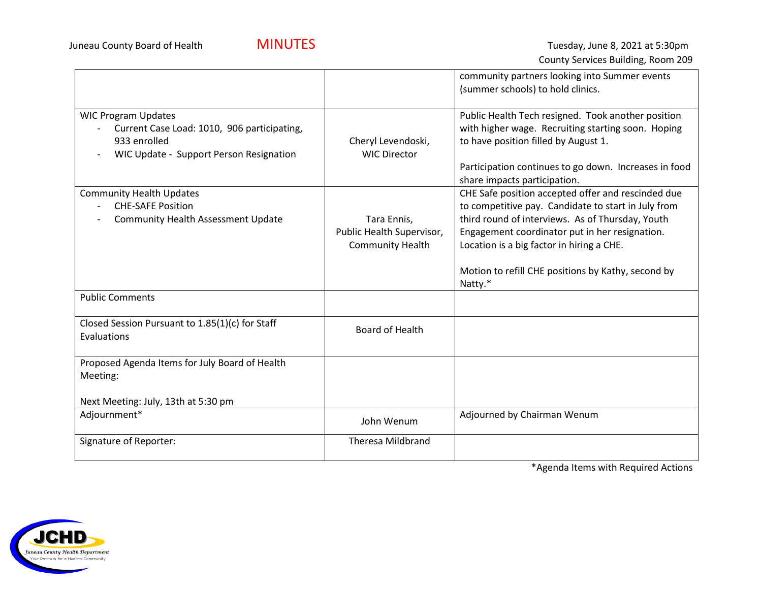Juneau County Board of Health **MINUTES** Tuesday, June 8, 2021 at 5:30pm
County Services Building, Room 209

| | | |
|---|---|---|
| | | community partners looking into Summer events (summer schools) to hold clinics. |
| WIC Program Updates<br>- Current Case Load: 1010, 906 participating, 933 enrolled<br>- WIC Update - Support Person Resignation | Cheryl Levendoski, WIC Director | Public Health Tech resigned. Took another position with higher wage. Recruiting starting soon. Hoping to have position filled by August 1.<br><br>Participation continues to go down. Increases in food share impacts participation. |
| Community Health Updates<br>- CHE-SAFE Position<br>- Community Health Assessment Update | Tara Ennis, Public Health Supervisor, Community Health | CHE Safe position accepted offer and rescinded due to competitive pay. Candidate to start in July from third round of interviews. As of Thursday, Youth Engagement coordinator put in her resignation. Location is a big factor in hiring a CHE.<br><br>Motion to refill CHE positions by Kathy, second by Natty.* |
| Public Comments | | |
| Closed Session Pursuant to 1.85(1)(c) for Staff Evaluations | Board of Health | |
| Proposed Agenda Items for July Board of Health Meeting:<br><br>Next Meeting: July, 13th at 5:30 pm | | |
| Adjournment* | John Wenum | Adjourned by Chairman Wenum |
| Signature of Reporter: | Theresa Mildbrand | |

*Agenda Items with Required Actions

JCHD
Juneau County Health Department
Your Partners for a Healthy Community